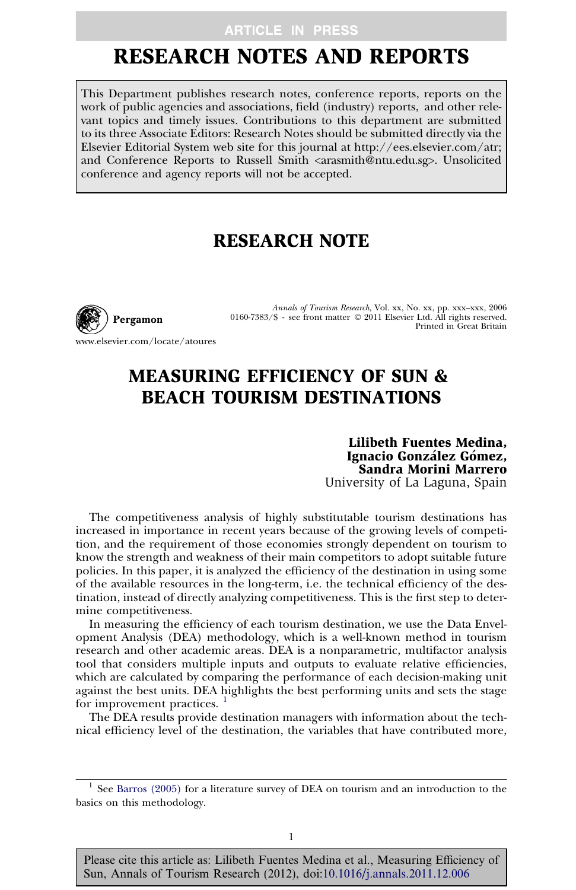# RESEARCH NOTES AND REPORTS

This Department publishes research notes, conference reports, reports on the work of public agencies and associations, field (industry) reports, and other relevant topics and timely issues. Contributions to this department are submitted to its three Associate Editors: Research Notes should be submitted directly via the Elsevier Editorial System web site for this journal at http://ees.elsevier.com/atr; and Conference Reports to Russell Smith <arasmith@ntu.edu.sg>. Unsolicited conference and agency reports will not be accepted.

## RESEARCH NOTE

# MEASURING EFFICIENCY OF SUN & BEACH TOURISM DESTINATIONS

**Lilibeth Fuentes Medina,**
**Ignacio González Gómez,**
**Sandra Morini Marrero**
University of La Laguna, Spain

The competitiveness analysis of highly substitutable tourism destinations has increased in importance in recent years because of the growing levels of competition, and the requirement of those economies strongly dependent on tourism to know the strength and weakness of their main competitors to adopt suitable future policies. In this paper, it is analyzed the efficiency of the destination in using some of the available resources in the long-term, i.e. the technical efficiency of the destination, instead of directly analyzing competitiveness. This is the first step to determine competitiveness.

In measuring the efficiency of each tourism destination, we use the Data Envelopment Analysis (DEA) methodology, which is a well-known method in tourism research and other academic areas. DEA is a nonparametric, multifactor analysis tool that considers multiple inputs and outputs to evaluate relative efficiencies, which are calculated by comparing the performance of each decision-making unit against the best units. DEA highlights the best performing units and sets the stage for improvement practices. [1]

The DEA results provide destination managers with information about the technical efficiency level of the destination, the variables that have contributed more,

[1] See Barros (2005) for a literature survey of DEA on tourism and an introduction to the basics on this methodology.

Please cite this article as: Lilibeth Fuentes Medina et al., Measuring Efficiency of Sun, Annals of Tourism Research (2012), doi:10.1016/j.annals.2011.12.006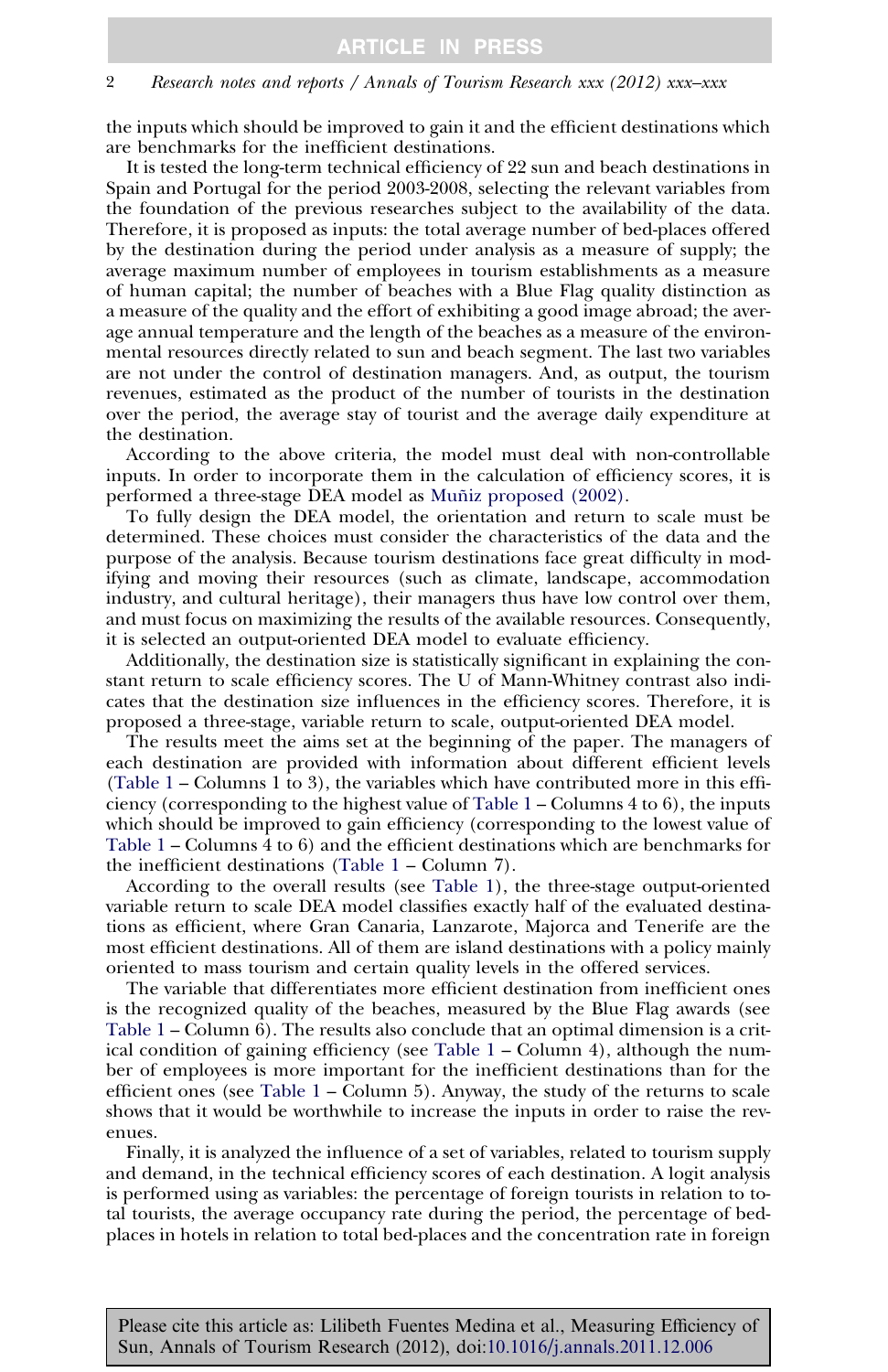the inputs which should be improved to gain it and the efficient destinations which are benchmarks for the inefficient destinations.

It is tested the long-term technical efficiency of 22 sun and beach destinations in Spain and Portugal for the period 2003-2008, selecting the relevant variables from the foundation of the previous researches subject to the availability of the data. Therefore, it is proposed as inputs: the total average number of bed-places offered by the destination during the period under analysis as a measure of supply; the average maximum number of employees in tourism establishments as a measure of human capital; the number of beaches with a Blue Flag quality distinction as a measure of the quality and the effort of exhibiting a good image abroad; the average annual temperature and the length of the beaches as a measure of the environmental resources directly related to sun and beach segment. The last two variables are not under the control of destination managers. And, as output, the tourism revenues, estimated as the product of the number of tourists in the destination over the period, the average stay of tourist and the average daily expenditure at the destination.

According to the above criteria, the model must deal with non-controllable inputs. In order to incorporate them in the calculation of efficiency scores, it is performed a three-stage DEA model as Muñiz proposed (2002).

To fully design the DEA model, the orientation and return to scale must be determined. These choices must consider the characteristics of the data and the purpose of the analysis. Because tourism destinations face great difficulty in modifying and moving their resources (such as climate, landscape, accommodation industry, and cultural heritage), their managers thus have low control over them, and must focus on maximizing the results of the available resources. Consequently, it is selected an output-oriented DEA model to evaluate efficiency.

Additionally, the destination size is statistically significant in explaining the constant return to scale efficiency scores. The U of Mann-Whitney contrast also indicates that the destination size influences in the efficiency scores. Therefore, it is proposed a three-stage, variable return to scale, output-oriented DEA model.

The results meet the aims set at the beginning of the paper. The managers of each destination are provided with information about different efficient levels (Table 1 – Columns 1 to 3), the variables which have contributed more in this efficiency (corresponding to the highest value of Table 1 – Columns 4 to 6), the inputs which should be improved to gain efficiency (corresponding to the lowest value of Table 1 – Columns 4 to 6) and the efficient destinations which are benchmarks for the inefficient destinations (Table 1 – Column 7).

According to the overall results (see Table 1), the three-stage output-oriented variable return to scale DEA model classifies exactly half of the evaluated destinations as efficient, where Gran Canaria, Lanzarote, Majorca and Tenerife are the most efficient destinations. All of them are island destinations with a policy mainly oriented to mass tourism and certain quality levels in the offered services.

The variable that differentiates more efficient destination from inefficient ones is the recognized quality of the beaches, measured by the Blue Flag awards (see Table 1 – Column 6). The results also conclude that an optimal dimension is a critical condition of gaining efficiency (see Table 1 – Column 4), although the number of employees is more important for the inefficient destinations than for the efficient ones (see Table 1 – Column 5). Anyway, the study of the returns to scale shows that it would be worthwhile to increase the inputs in order to raise the revenues.

Finally, it is analyzed the influence of a set of variables, related to tourism supply and demand, in the technical efficiency scores of each destination. A logit analysis is performed using as variables: the percentage of foreign tourists in relation to total tourists, the average occupancy rate during the period, the percentage of bed-places in hotels in relation to total bed-places and the concentration rate in foreign

Please cite this article as: Lilibeth Fuentes Medina et al., Measuring Efficiency of Sun, Annals of Tourism Research (2012), doi:10.1016/j.annals.2011.12.006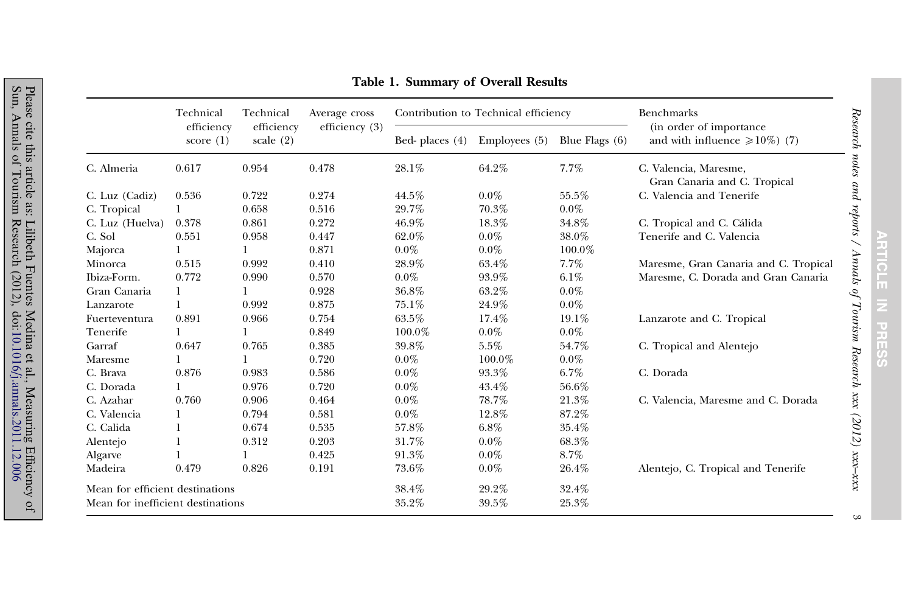**Table 1. Summary of Overall Results**

| | Technical efficiency score (1) | Technical efficiency scale (2) | Average cross efficiency (3) | Contribution to Technical efficiency | | | Benchmarks (in order of importance and with influence $\geqslant 10\%$) (7) |
|---|---|---|---|---|---|---|---|
| | | | | Bed- places (4) | Employees (5) | Blue Flags (6) | |
| C. Almeria | 0.617 | 0.954 | 0.478 | 28.1% | 64.2% | 7.7% | C. Valencia, Maresme, Gran Canaria and C. Tropical |
| C. Luz (Cadiz) | 0.536 | 0.722 | 0.274 | 44.5% | 0.0% | 55.5% | C. Valencia and Tenerife |
| C. Tropical | 1 | 0.658 | 0.516 | 29.7% | 70.3% | 0.0% | |
| C. Luz (Huelva) | 0.378 | 0.861 | 0.272 | 46.9% | 18.3% | 34.8% | C. Tropical and C. Cálida |
| C. Sol | 0.551 | 0.958 | 0.447 | 62.0% | 0.0% | 38.0% | Tenerife and C. Valencia |
| Majorca | 1 | 1 | 0.871 | 0.0% | 0.0% | 100.0% | |
| Minorca | 0.515 | 0.992 | 0.410 | 28.9% | 63.4% | 7.7% | Maresme, Gran Canaria and C. Tropical |
| Ibiza-Form. | 0.772 | 0.990 | 0.570 | 0.0% | 93.9% | 6.1% | Maresme, C. Dorada and Gran Canaria |
| Gran Canaria | 1 | 1 | 0.928 | 36.8% | 63.2% | 0.0% | |
| Lanzarote | 1 | 0.992 | 0.875 | 75.1% | 24.9% | 0.0% | |
| Fuerteventura | 0.891 | 0.966 | 0.754 | 63.5% | 17.4% | 19.1% | Lanzarote and C. Tropical |
| Tenerife | 1 | 1 | 0.849 | 100.0% | 0.0% | 0.0% | |
| Garraf | 0.647 | 0.765 | 0.385 | 39.8% | 5.5% | 54.7% | C. Tropical and Alentejo |
| Maresme | 1 | 1 | 0.720 | 0.0% | 100.0% | 0.0% | |
| C. Brava | 0.876 | 0.983 | 0.586 | 0.0% | 93.3% | 6.7% | C. Dorada |
| C. Dorada | 1 | 0.976 | 0.720 | 0.0% | 43.4% | 56.6% | |
| C. Azahar | 0.760 | 0.906 | 0.464 | 0.0% | 78.7% | 21.3% | C. Valencia, Maresme and C. Dorada |
| C. Valencia | 1 | 0.794 | 0.581 | 0.0% | 12.8% | 87.2% | |
| C. Calida | 1 | 0.674 | 0.535 | 57.8% | 6.8% | 35.4% | |
| Alentejo | 1 | 0.312 | 0.203 | 31.7% | 0.0% | 68.3% | |
| Algarve | 1 | 1 | 0.425 | 91.3% | 0.0% | 8.7% | |
| Madeira | 0.479 | 0.826 | 0.191 | 73.6% | 0.0% | 26.4% | Alentejo, C. Tropical and Tenerife |
| Mean for efficient destinations | | | | 38.4% | 29.2% | 32.4% | |
| Mean for inefficient destinations | | | | 35.2% | 39.5% | 25.3% | |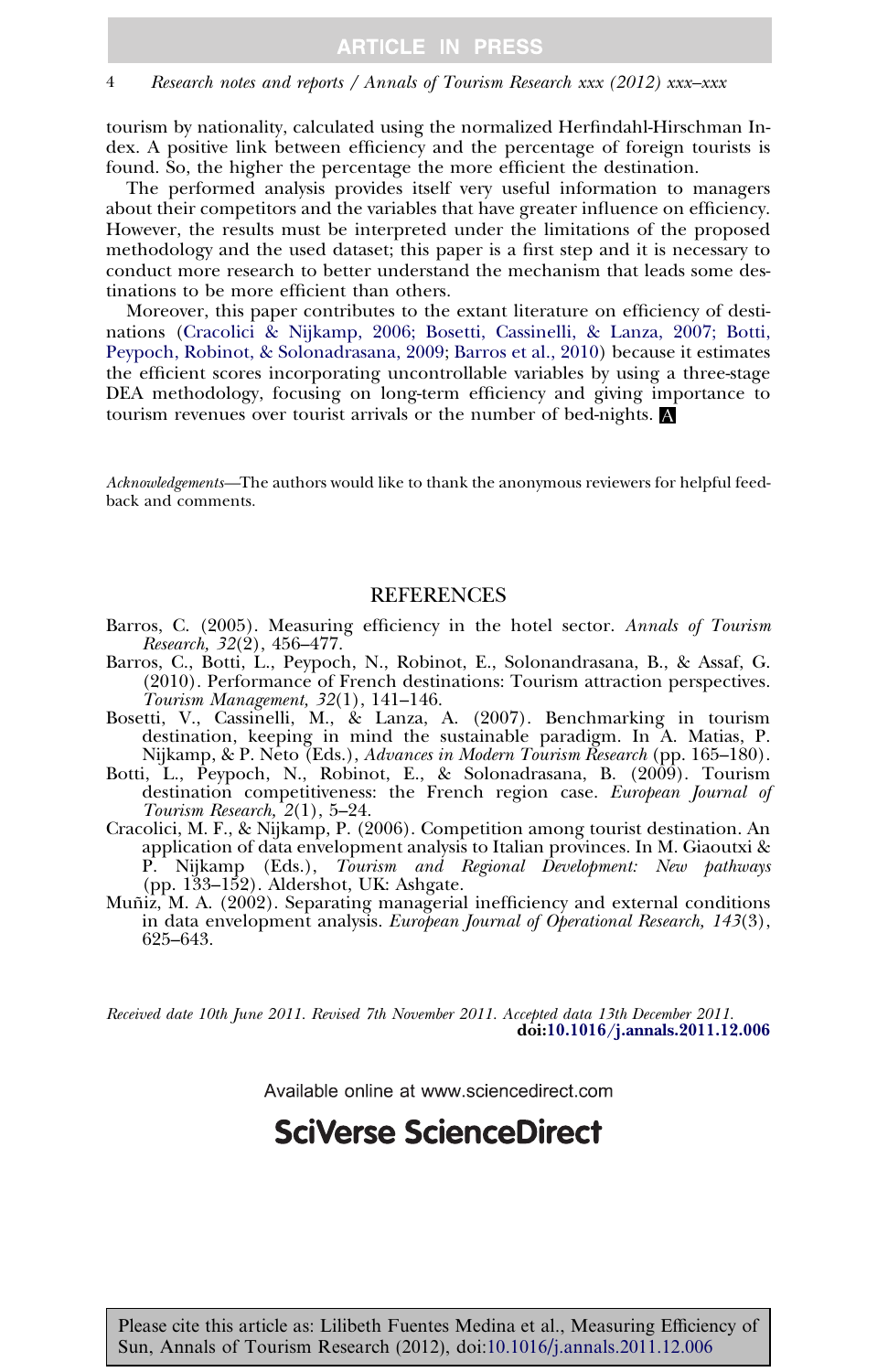tourism by nationality, calculated using the normalized Herfindahl-Hirschman Index. A positive link between efficiency and the percentage of foreign tourists is found. So, the higher the percentage the more efficient the destination.

The performed analysis provides itself very useful information to managers about their competitors and the variables that have greater influence on efficiency. However, the results must be interpreted under the limitations of the proposed methodology and the used dataset; this paper is a first step and it is necessary to conduct more research to better understand the mechanism that leads some destinations to be more efficient than others.

Moreover, this paper contributes to the extant literature on efficiency of destinations (Cracolici & Nijkamp, 2006; Bosetti, Cassinelli, & Lanza, 2007; Botti, Peypoch, Robinot, & Solonadrasana, 2009; Barros et al., 2010) because it estimates the efficient scores incorporating uncontrollable variables by using a three-stage DEA methodology, focusing on long-term efficiency and giving importance to tourism revenues over tourist arrivals or the number of bed-nights.

*Acknowledgements*—The authors would like to thank the anonymous reviewers for helpful feedback and comments.

## REFERENCES

Barros, C. (2005). Measuring efficiency in the hotel sector. *Annals of Tourism Research, 32*(2), 456–477.

Barros, C., Botti, L., Peypoch, N., Robinot, E., Solonandrasana, B., & Assaf, G. (2010). Performance of French destinations: Tourism attraction perspectives. *Tourism Management, 32*(1), 141–146.

Bosetti, V., Cassinelli, M., & Lanza, A. (2007). Benchmarking in tourism destination, keeping in mind the sustainable paradigm. In A. Matias, P. Nijkamp, & P. Neto (Eds.), *Advances in Modern Tourism Research* (pp. 165–180).

Botti, L., Peypoch, N., Robinot, E., & Solonadrasana, B. (2009). Tourism destination competitiveness: the French region case. *European Journal of Tourism Research, 2*(1), 5–24.

Cracolici, M. F., & Nijkamp, P. (2006). Competition among tourist destination. An application of data envelopment analysis to Italian provinces. In M. Giaoutxi & P. Nijkamp (Eds.), *Tourism and Regional Development: New pathways* (pp. 133–152). Aldershot, UK: Ashgate.

Muñiz, M. A. (2002). Separating managerial inefficiency and external conditions in data envelopment analysis. *European Journal of Operational Research, 143*(3), 625–643.

*Received date 10th June 2011. Revised 7th November 2011. Accepted data 13th December 2011.*
**doi:10.1016/j.annals.2011.12.006**

Please cite this article as: Lilibeth Fuentes Medina et al., Measuring Efficiency of Sun, Annals of Tourism Research (2012), doi:10.1016/j.annals.2011.12.006